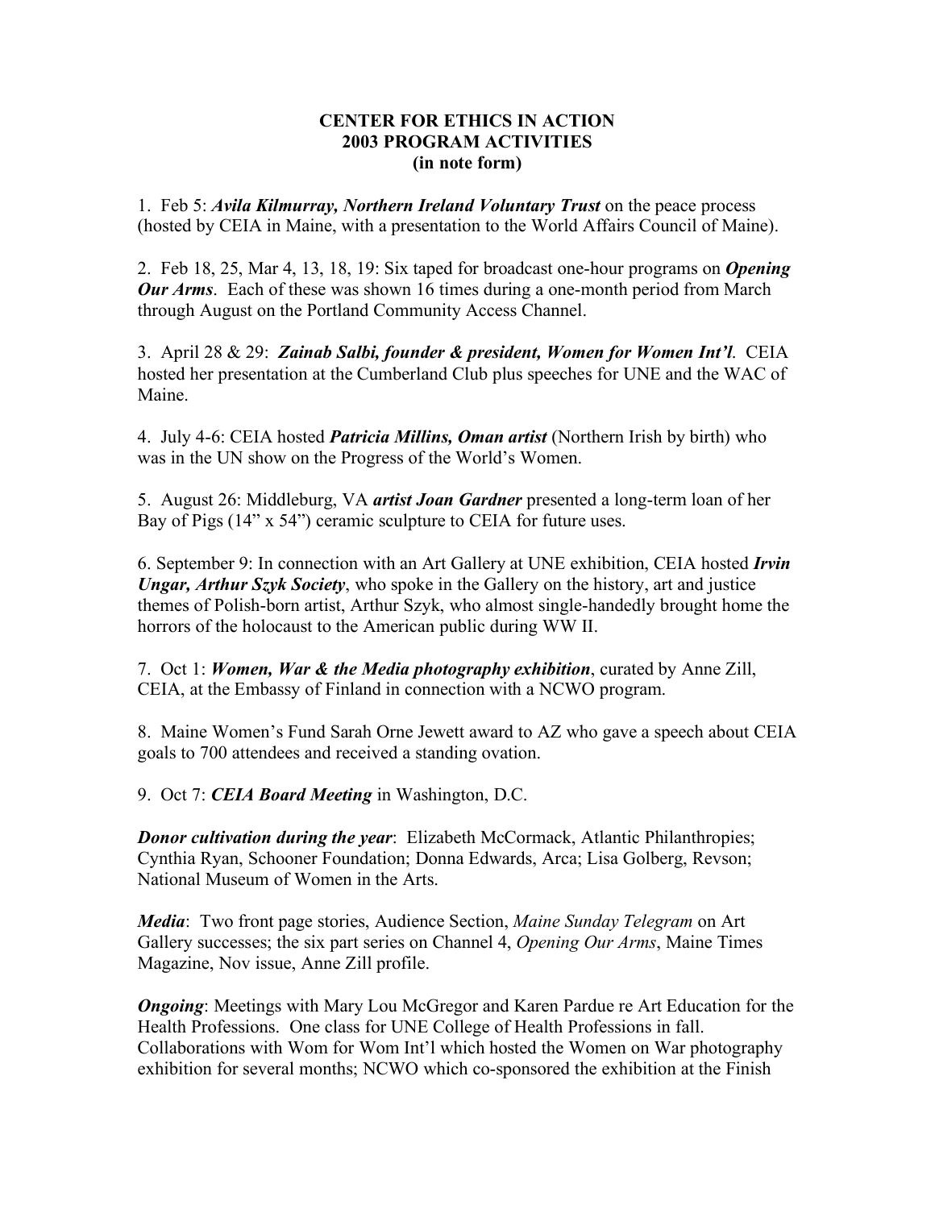**CENTER FOR ETHICS IN ACTION**
**2003 PROGRAM ACTIVITIES**
**(in note form)**

1. Feb 5: ***Avila Kilmurray, Northern Ireland Voluntary Trust*** on the peace process (hosted by CEIA in Maine, with a presentation to the World Affairs Council of Maine).

2. Feb 18, 25, Mar 4, 13, 18, 19: Six taped for broadcast one-hour programs on ***Opening Our Arms***. Each of these was shown 16 times during a one-month period from March through August on the Portland Community Access Channel.

3. April 28 & 29: ***Zainab Salbi, founder & president, Women for Women Int'l***. CEIA hosted her presentation at the Cumberland Club plus speeches for UNE and the WAC of Maine.

4. July 4-6: CEIA hosted ***Patricia Millins, Oman artist*** (Northern Irish by birth) who was in the UN show on the Progress of the World's Women.

5. August 26: Middleburg, VA ***artist Joan Gardner*** presented a long-term loan of her Bay of Pigs (14" x 54") ceramic sculpture to CEIA for future uses.

6. September 9: In connection with an Art Gallery at UNE exhibition, CEIA hosted ***Irvin Ungar, Arthur Szyk Society***, who spoke in the Gallery on the history, art and justice themes of Polish-born artist, Arthur Szyk, who almost single-handedly brought home the horrors of the holocaust to the American public during WW II.

7. Oct 1: ***Women, War & the Media photography exhibition***, curated by Anne Zill, CEIA, at the Embassy of Finland in connection with a NCWO program.

8. Maine Women's Fund Sarah Orne Jewett award to AZ who gave a speech about CEIA goals to 700 attendees and received a standing ovation.

9. Oct 7: ***CEIA Board Meeting*** in Washington, D.C.

***Donor cultivation during the year***: Elizabeth McCormack, Atlantic Philanthropies; Cynthia Ryan, Schooner Foundation; Donna Edwards, Arca; Lisa Golberg, Revson; National Museum of Women in the Arts.

***Media***: Two front page stories, Audience Section, *Maine Sunday Telegram* on Art Gallery successes; the six part series on Channel 4, *Opening Our Arms*, Maine Times Magazine, Nov issue, Anne Zill profile.

***Ongoing***: Meetings with Mary Lou McGregor and Karen Pardue re Art Education for the Health Professions. One class for UNE College of Health Professions in fall. Collaborations with Wom for Wom Int'l which hosted the Women on War photography exhibition for several months; NCWO which co-sponsored the exhibition at the Finish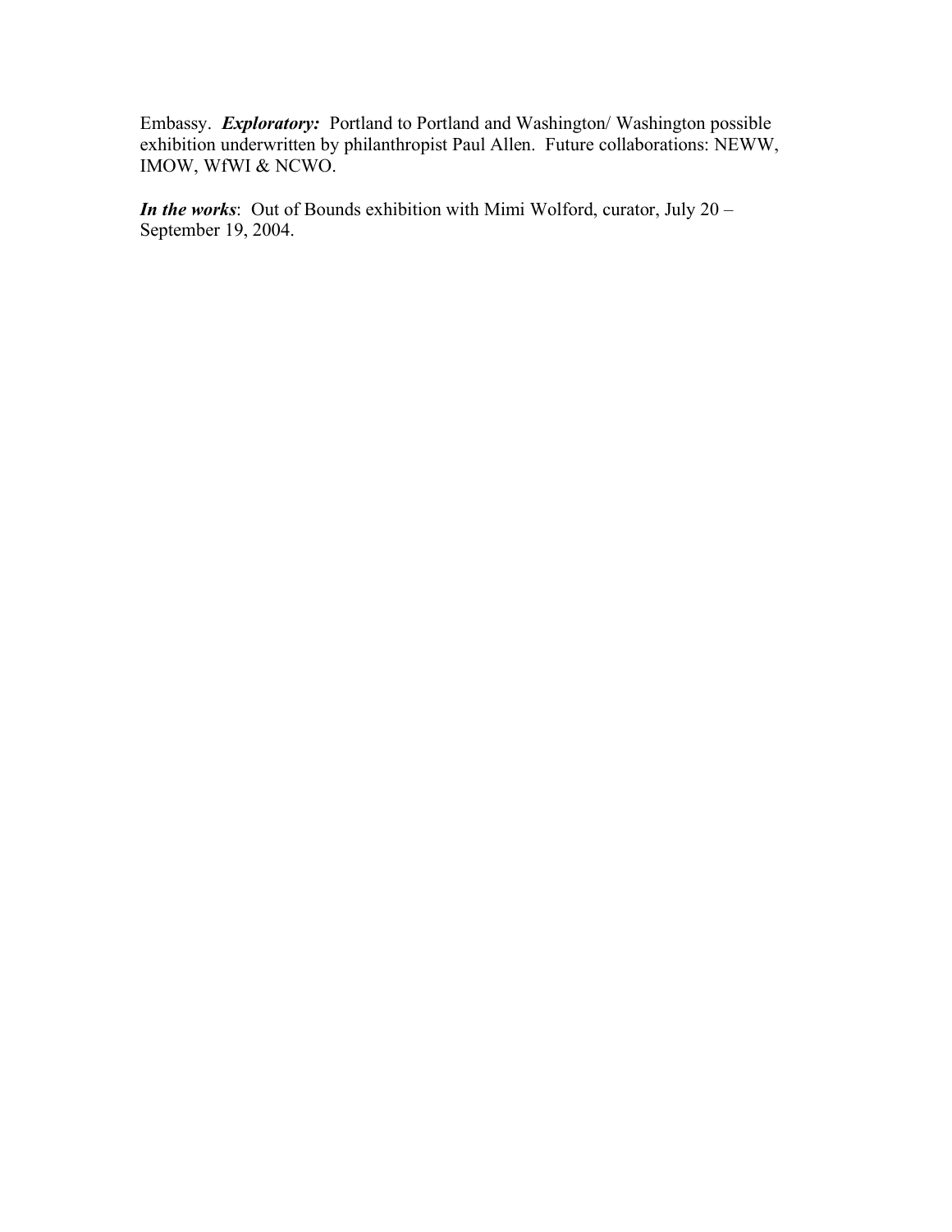Embassy. ***Exploratory:*** Portland to Portland and Washington/ Washington possible exhibition underwritten by philanthropist Paul Allen. Future collaborations: NEWW, IMOW, WfWI & NCWO.

***In the works***: Out of Bounds exhibition with Mimi Wolford, curator, July 20 – September 19, 2004.